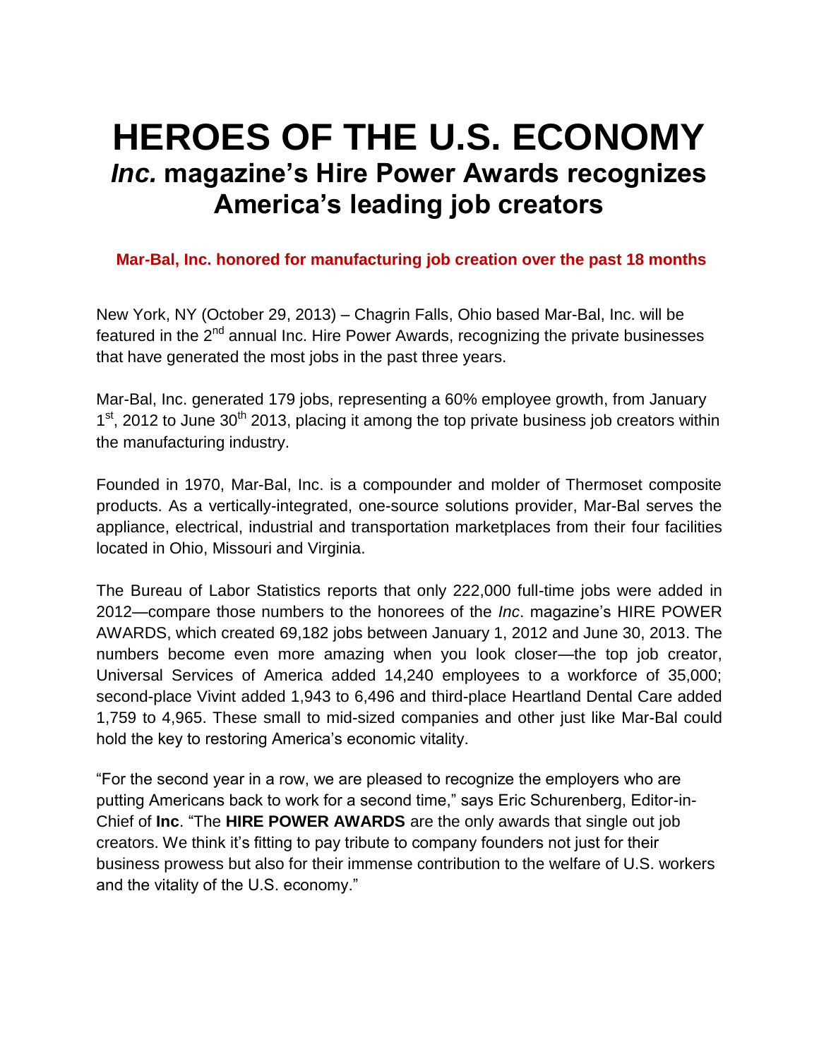# HEROES OF THE U.S. ECONOMY

## *Inc.* magazine's Hire Power Awards recognizes America's leading job creators

**Mar-Bal, Inc. honored for manufacturing job creation over the past 18 months**

New York, NY (October 29, 2013) – Chagrin Falls, Ohio based Mar-Bal, Inc. will be featured in the 2nd annual Inc. Hire Power Awards, recognizing the private businesses that have generated the most jobs in the past three years.

Mar-Bal, Inc. generated 179 jobs, representing a 60% employee growth, from January 1st, 2012 to June 30th 2013, placing it among the top private business job creators within the manufacturing industry.

Founded in 1970, Mar-Bal, Inc. is a compounder and molder of Thermoset composite products. As a vertically-integrated, one-source solutions provider, Mar-Bal serves the appliance, electrical, industrial and transportation marketplaces from their four facilities located in Ohio, Missouri and Virginia.

The Bureau of Labor Statistics reports that only 222,000 full-time jobs were added in 2012—compare those numbers to the honorees of the *Inc*. magazine's HIRE POWER AWARDS, which created 69,182 jobs between January 1, 2012 and June 30, 2013. The numbers become even more amazing when you look closer—the top job creator, Universal Services of America added 14,240 employees to a workforce of 35,000; second-place Vivint added 1,943 to 6,496 and third-place Heartland Dental Care added 1,759 to 4,965. These small to mid-sized companies and other just like Mar-Bal could hold the key to restoring America's economic vitality.

"For the second year in a row, we are pleased to recognize the employers who are putting Americans back to work for a second time," says Eric Schurenberg, Editor-in-Chief of **Inc**. "The **HIRE POWER AWARDS** are the only awards that single out job creators. We think it's fitting to pay tribute to company founders not just for their business prowess but also for their immense contribution to the welfare of U.S. workers and the vitality of the U.S. economy."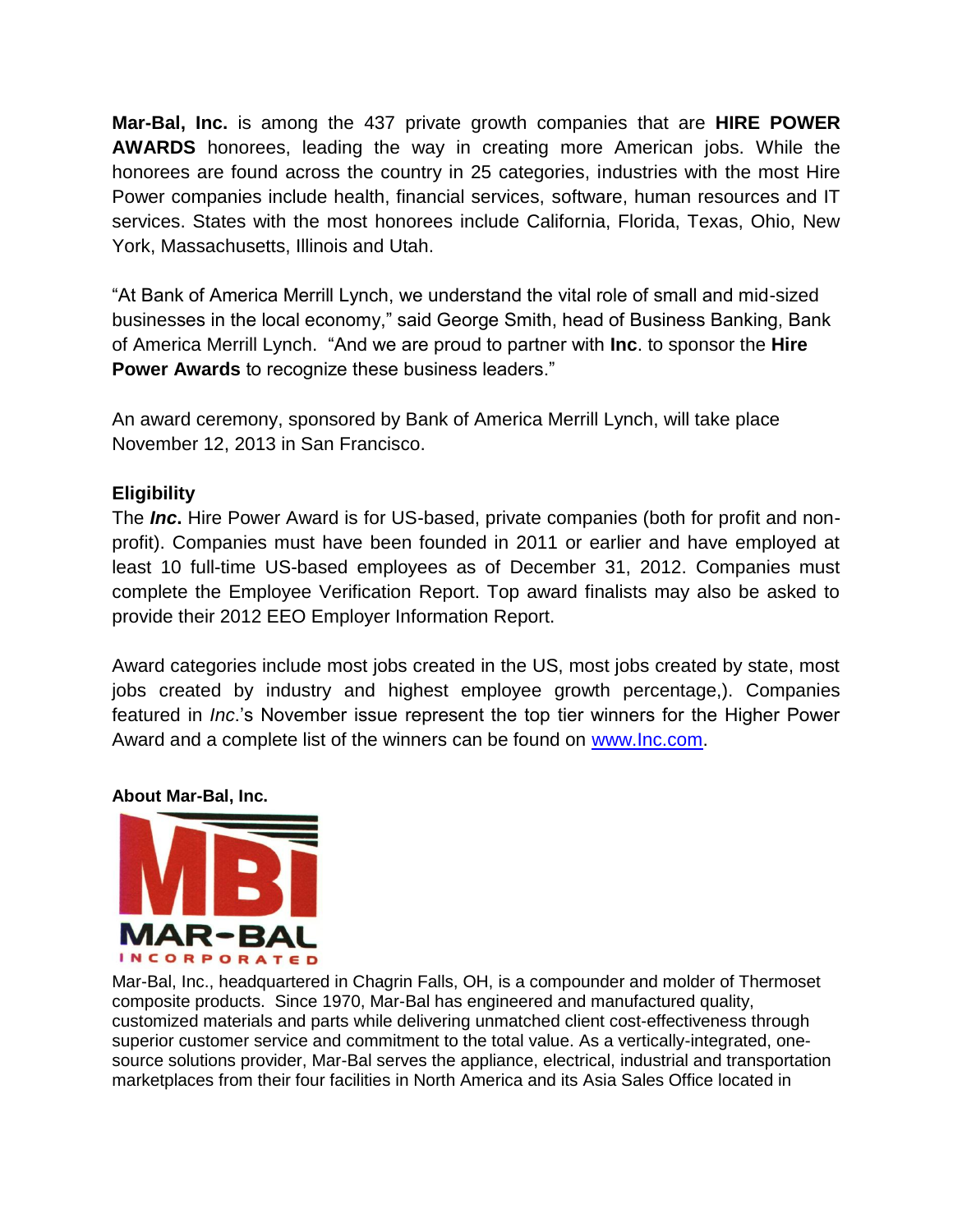**Mar-Bal, Inc.** is among the 437 private growth companies that are **HIRE POWER AWARDS** honorees, leading the way in creating more American jobs. While the honorees are found across the country in 25 categories, industries with the most Hire Power companies include health, financial services, software, human resources and IT services. States with the most honorees include California, Florida, Texas, Ohio, New York, Massachusetts, Illinois and Utah.

"At Bank of America Merrill Lynch, we understand the vital role of small and mid-sized businesses in the local economy," said George Smith, head of Business Banking, Bank of America Merrill Lynch. "And we are proud to partner with **Inc**. to sponsor the **Hire Power Awards** to recognize these business leaders."

An award ceremony, sponsored by Bank of America Merrill Lynch, will take place November 12, 2013 in San Francisco.

**Eligibility**

The ***Inc*.** Hire Power Award is for US-based, private companies (both for profit and non-profit). Companies must have been founded in 2011 or earlier and have employed at least 10 full-time US-based employees as of December 31, 2012. Companies must complete the Employee Verification Report. Top award finalists may also be asked to provide their 2012 EEO Employer Information Report.

Award categories include most jobs created in the US, most jobs created by state, most jobs created by industry and highest employee growth percentage,). Companies featured in *Inc*.'s November issue represent the top tier winners for the Higher Power Award and a complete list of the winners can be found on [www.Inc.com](http://www.Inc.com).

**About Mar-Bal, Inc.**

MBI MAR-BAL INCORPORATED

Mar-Bal, Inc., headquartered in Chagrin Falls, OH, is a compounder and molder of Thermoset composite products. Since 1970, Mar-Bal has engineered and manufactured quality, customized materials and parts while delivering unmatched client cost-effectiveness through superior customer service and commitment to the total value. As a vertically-integrated, one-source solutions provider, Mar-Bal serves the appliance, electrical, industrial and transportation marketplaces from their four facilities in North America and its Asia Sales Office located in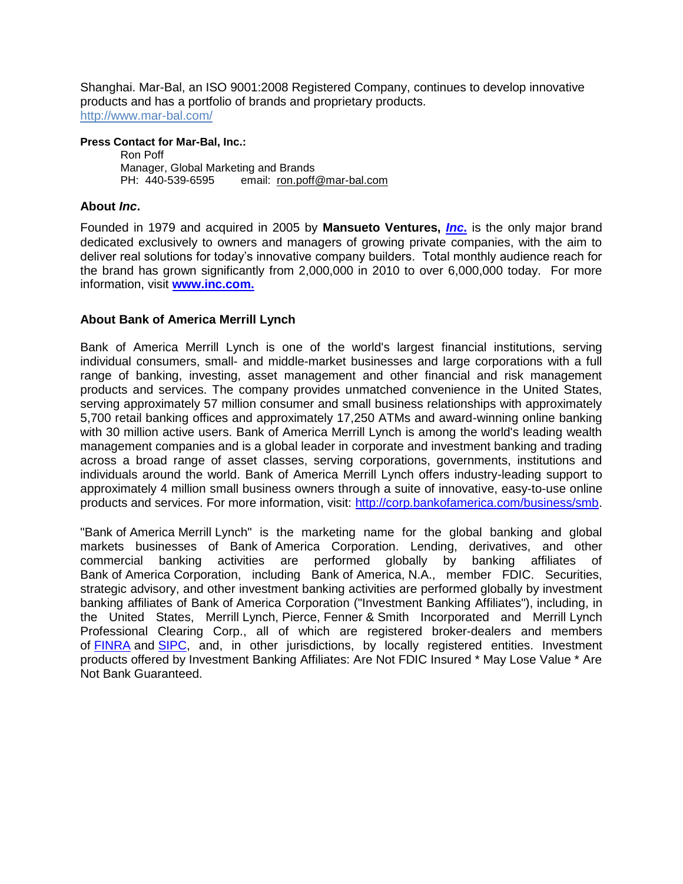Shanghai. Mar-Bal, an ISO 9001:2008 Registered Company, continues to develop innovative products and has a portfolio of brands and proprietary products.
http://www.mar-bal.com/

**Press Contact for Mar-Bal, Inc.:**

Ron Poff
Manager, Global Marketing and Brands
PH: 440-539-6595 email: ron.poff@mar-bal.com

### About *Inc*.

Founded in 1979 and acquired in 2005 by **Mansueto Ventures,** ***Inc*****.** is the only major brand dedicated exclusively to owners and managers of growing private companies, with the aim to deliver real solutions for today's innovative company builders. Total monthly audience reach for the brand has grown significantly from 2,000,000 in 2010 to over 6,000,000 today. For more information, visit **www.inc.com.**

### About Bank of America Merrill Lynch

Bank of America Merrill Lynch is one of the world's largest financial institutions, serving individual consumers, small- and middle-market businesses and large corporations with a full range of banking, investing, asset management and other financial and risk management products and services. The company provides unmatched convenience in the United States, serving approximately 57 million consumer and small business relationships with approximately 5,700 retail banking offices and approximately 17,250 ATMs and award-winning online banking with 30 million active users. Bank of America Merrill Lynch is among the world's leading wealth management companies and is a global leader in corporate and investment banking and trading across a broad range of asset classes, serving corporations, governments, institutions and individuals around the world. Bank of America Merrill Lynch offers industry-leading support to approximately 4 million small business owners through a suite of innovative, easy-to-use online products and services. For more information, visit: http://corp.bankofamerica.com/business/smb.

"Bank of America Merrill Lynch" is the marketing name for the global banking and global markets businesses of Bank of America Corporation. Lending, derivatives, and other commercial banking activities are performed globally by banking affiliates of Bank of America Corporation, including Bank of America, N.A., member FDIC. Securities, strategic advisory, and other investment banking activities are performed globally by investment banking affiliates of Bank of America Corporation ("Investment Banking Affiliates"), including, in the United States, Merrill Lynch, Pierce, Fenner & Smith Incorporated and Merrill Lynch Professional Clearing Corp., all of which are registered broker-dealers and members of FINRA and SIPC, and, in other jurisdictions, by locally registered entities. Investment products offered by Investment Banking Affiliates: Are Not FDIC Insured * May Lose Value * Are Not Bank Guaranteed.